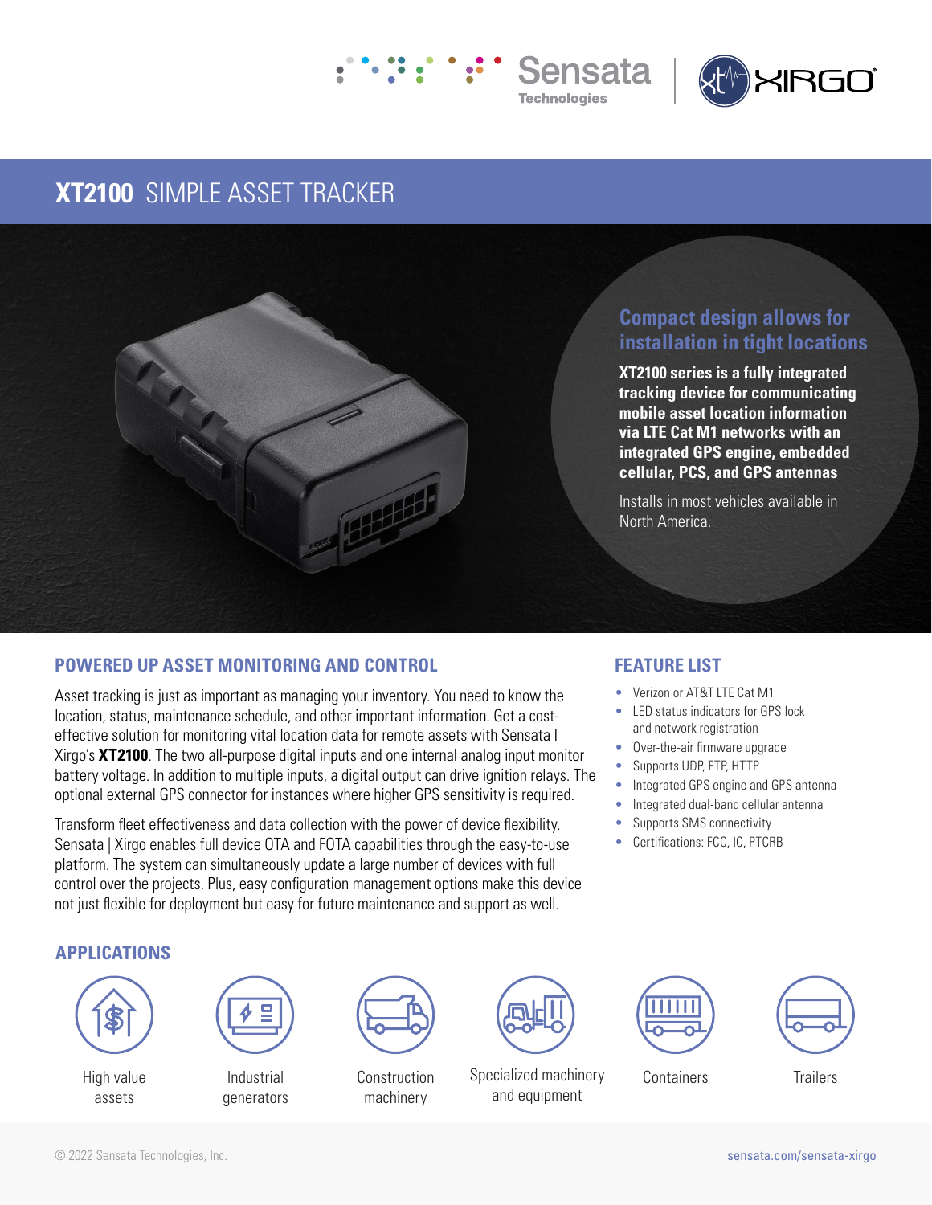Sensata Technologies | XIRGO

# **XT2100** SIMPLE ASSET TRACKER

## Compact design allows for installation in tight locations

**XT2100 series is a fully integrated tracking device for communicating mobile asset location information via LTE Cat M1 networks with an integrated GPS engine, embedded cellular, PCS, and GPS antennas**

Installs in most vehicles available in North America.

## POWERED UP ASSET MONITORING AND CONTROL

Asset tracking is just as important as managing your inventory. You need to know the location, status, maintenance schedule, and other important information. Get a cost-effective solution for monitoring vital location data for remote assets with Sensata I Xirgo's **XT2100**. The two all-purpose digital inputs and one internal analog input monitor battery voltage. In addition to multiple inputs, a digital output can drive ignition relays. The optional external GPS connector for instances where higher GPS sensitivity is required.

Transform fleet effectiveness and data collection with the power of device flexibility. Sensata | Xirgo enables full device OTA and FOTA capabilities through the easy-to-use platform. The system can simultaneously update a large number of devices with full control over the projects. Plus, easy configuration management options make this device not just flexible for deployment but easy for future maintenance and support as well.

## FEATURE LIST

- Verizon or AT&T LTE Cat M1
- LED status indicators for GPS lock and network registration
- Over-the-air firmware upgrade
- Supports UDP, FTP, HTTP
- Integrated GPS engine and GPS antenna
- Integrated dual-band cellular antenna
- Supports SMS connectivity
- Certifications: FCC, IC, PTCRB

## APPLICATIONS

- High value assets
- Industrial generators
- Construction machinery
- Specialized machinery and equipment
- Containers
- Trailers

© 2022 Sensata Technologies, Inc.

sensata.com/sensata-xirgo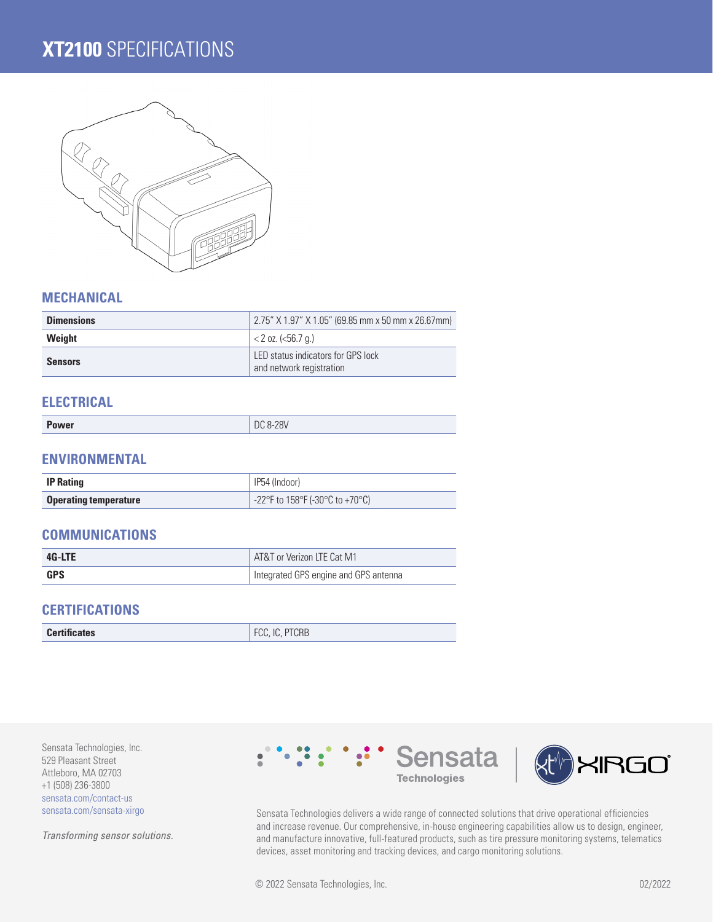# **XT2100** SPECIFICATIONS

## MECHANICAL

| | |
|---|---|
| **Dimensions** | 2.75" X 1.97" X 1.05" (69.85 mm x 50 mm x 26.67mm) |
| **Weight** | < 2 oz. (<56.7 g.) |
| **Sensors** | LED status indicators for GPS lock and network registration |

## ELECTRICAL

| | |
|---|---|
| **Power** | DC 8-28V |

## ENVIRONMENTAL

| | |
|---|---|
| **IP Rating** | IP54 (Indoor) |
| **Operating temperature** | -22°F to 158°F (-30°C to +70°C) |

## COMMUNICATIONS

| | |
|---|---|
| **4G-LTE** | AT&T or Verizon LTE Cat M1 |
| **GPS** | Integrated GPS engine and GPS antenna |

## CERTIFICATIONS

| | |
|---|---|
| **Certificates** | FCC, IC, PTCRB |

Sensata Technologies, Inc.
529 Pleasant Street
Attleboro, MA 02703
+1 (508) 236-3800
sensata.com/contact-us
sensata.com/sensata-xirgo

*Transforming sensor solutions.*

Sensata Technologies | XIRGO

Sensata Technologies delivers a wide range of connected solutions that drive operational efficiencies and increase revenue. Our comprehensive, in-house engineering capabilities allow us to design, engineer, and manufacture innovative, full-featured products, such as tire pressure monitoring systems, telematics devices, asset monitoring and tracking devices, and cargo monitoring solutions.

© 2022 Sensata Technologies, Inc. 02/2022